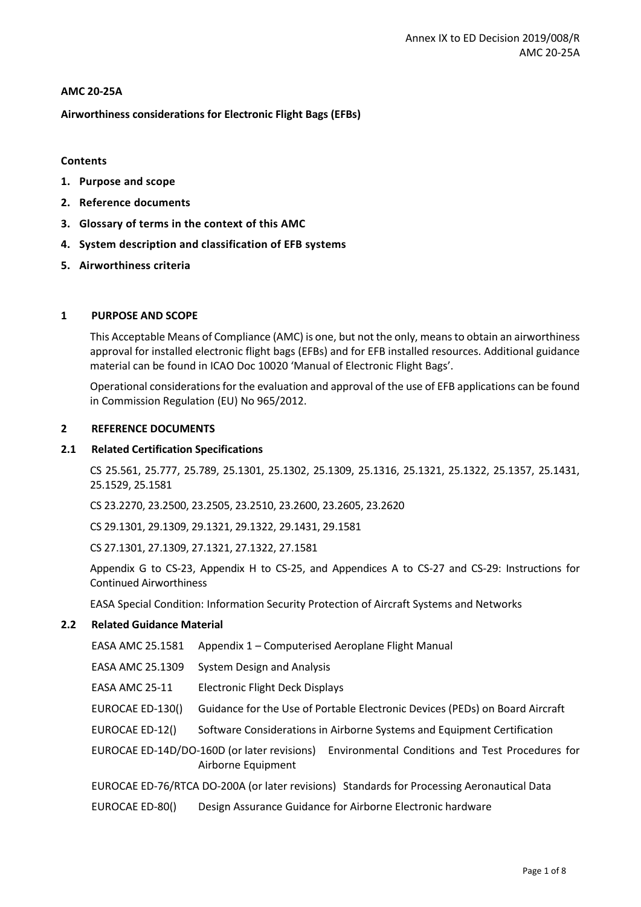**AMC 20-25A**

**Airworthiness considerations for Electronic Flight Bags (EFBs)**

**Contents**

1. **Purpose and scope**
2. **Reference documents**
3. **Glossary of terms in the context of this AMC**
4. **System description and classification of EFB systems**
5. **Airworthiness criteria**

## 1 PURPOSE AND SCOPE

This Acceptable Means of Compliance (AMC) is one, but not the only, means to obtain an airworthiness approval for installed electronic flight bags (EFBs) and for EFB installed resources. Additional guidance material can be found in ICAO Doc 10020 'Manual of Electronic Flight Bags'.

Operational considerations for the evaluation and approval of the use of EFB applications can be found in Commission Regulation (EU) No 965/2012.

## 2 REFERENCE DOCUMENTS

### 2.1 Related Certification Specifications

CS 25.561, 25.777, 25.789, 25.1301, 25.1302, 25.1309, 25.1316, 25.1321, 25.1322, 25.1357, 25.1431, 25.1529, 25.1581

CS 23.2270, 23.2500, 23.2505, 23.2510, 23.2600, 23.2605, 23.2620

CS 29.1301, 29.1309, 29.1321, 29.1322, 29.1431, 29.1581

CS 27.1301, 27.1309, 27.1321, 27.1322, 27.1581

Appendix G to CS-23, Appendix H to CS-25, and Appendices A to CS-27 and CS-29: Instructions for Continued Airworthiness

EASA Special Condition: Information Security Protection of Aircraft Systems and Networks

### 2.2 Related Guidance Material

EASA AMC 25.1581 Appendix 1 – Computerised Aeroplane Flight Manual

EASA AMC 25.1309 System Design and Analysis

EASA AMC 25-11 Electronic Flight Deck Displays

EUROCAE ED-130() Guidance for the Use of Portable Electronic Devices (PEDs) on Board Aircraft

EUROCAE ED-12() Software Considerations in Airborne Systems and Equipment Certification

EUROCAE ED-14D/DO-160D (or later revisions) Environmental Conditions and Test Procedures for Airborne Equipment

EUROCAE ED-76/RTCA DO-200A (or later revisions) Standards for Processing Aeronautical Data

EUROCAE ED-80() Design Assurance Guidance for Airborne Electronic hardware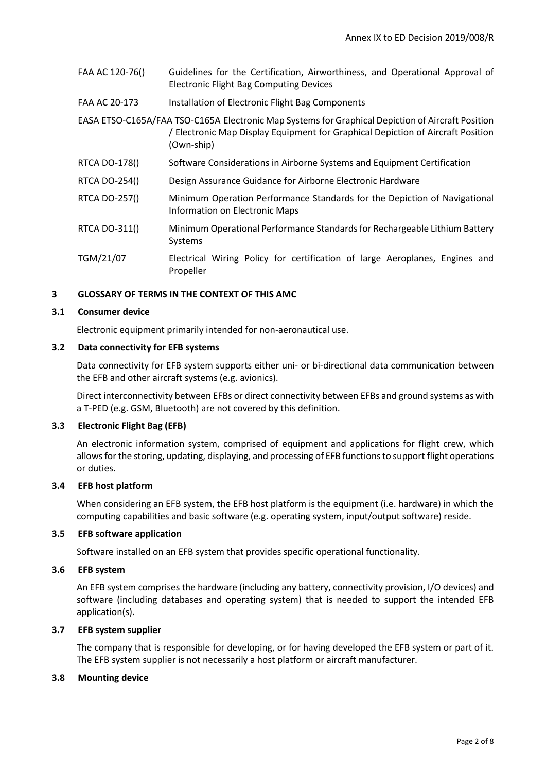| | |
|---|---|
| FAA AC 120-76() | Guidelines for the Certification, Airworthiness, and Operational Approval of Electronic Flight Bag Computing Devices |
| FAA AC 20-173 | Installation of Electronic Flight Bag Components |

EASA ETSO-C165A/FAA TSO-C165A Electronic Map Systems for Graphical Depiction of Aircraft Position / Electronic Map Display Equipment for Graphical Depiction of Aircraft Position (Own-ship)

| | |
|---|---|
| RTCA DO-178() | Software Considerations in Airborne Systems and Equipment Certification |
| RTCA DO-254() | Design Assurance Guidance for Airborne Electronic Hardware |
| RTCA DO-257() | Minimum Operation Performance Standards for the Depiction of Navigational Information on Electronic Maps |
| RTCA DO-311() | Minimum Operational Performance Standards for Rechargeable Lithium Battery Systems |
| TGM/21/07 | Electrical Wiring Policy for certification of large Aeroplanes, Engines and Propeller |

## 3 GLOSSARY OF TERMS IN THE CONTEXT OF THIS AMC

### 3.1 Consumer device

Electronic equipment primarily intended for non-aeronautical use.

### 3.2 Data connectivity for EFB systems

Data connectivity for EFB system supports either uni- or bi-directional data communication between the EFB and other aircraft systems (e.g. avionics).

Direct interconnectivity between EFBs or direct connectivity between EFBs and ground systems as with a T-PED (e.g. GSM, Bluetooth) are not covered by this definition.

### 3.3 Electronic Flight Bag (EFB)

An electronic information system, comprised of equipment and applications for flight crew, which allows for the storing, updating, displaying, and processing of EFB functions to support flight operations or duties.

### 3.4 EFB host platform

When considering an EFB system, the EFB host platform is the equipment (i.e. hardware) in which the computing capabilities and basic software (e.g. operating system, input/output software) reside.

### 3.5 EFB software application

Software installed on an EFB system that provides specific operational functionality.

### 3.6 EFB system

An EFB system comprises the hardware (including any battery, connectivity provision, I/O devices) and software (including databases and operating system) that is needed to support the intended EFB application(s).

### 3.7 EFB system supplier

The company that is responsible for developing, or for having developed the EFB system or part of it. The EFB system supplier is not necessarily a host platform or aircraft manufacturer.

### 3.8 Mounting device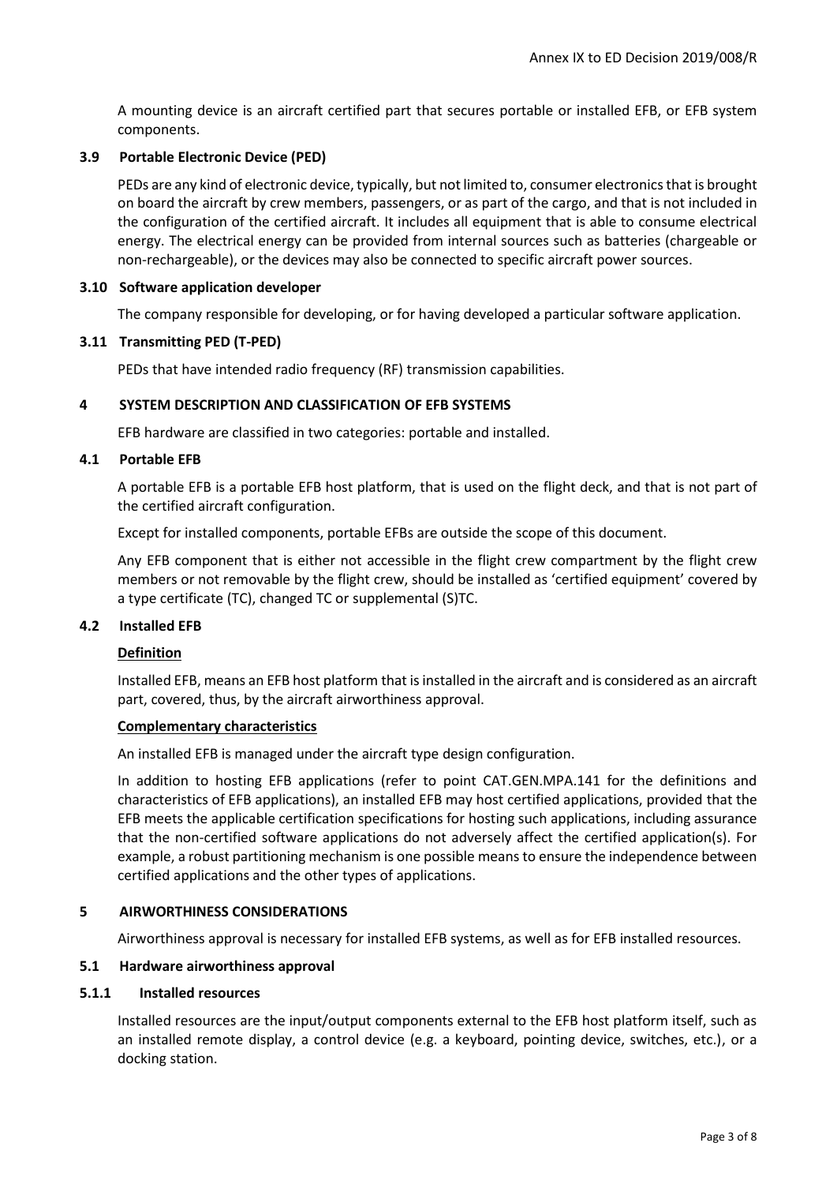A mounting device is an aircraft certified part that secures portable or installed EFB, or EFB system components.

### 3.9 Portable Electronic Device (PED)

PEDs are any kind of electronic device, typically, but not limited to, consumer electronics that is brought on board the aircraft by crew members, passengers, or as part of the cargo, and that is not included in the configuration of the certified aircraft. It includes all equipment that is able to consume electrical energy. The electrical energy can be provided from internal sources such as batteries (chargeable or non-rechargeable), or the devices may also be connected to specific aircraft power sources.

### 3.10 Software application developer

The company responsible for developing, or for having developed a particular software application.

### 3.11 Transmitting PED (T-PED)

PEDs that have intended radio frequency (RF) transmission capabilities.

## 4 SYSTEM DESCRIPTION AND CLASSIFICATION OF EFB SYSTEMS

EFB hardware are classified in two categories: portable and installed.

### 4.1 Portable EFB

A portable EFB is a portable EFB host platform, that is used on the flight deck, and that is not part of the certified aircraft configuration.

Except for installed components, portable EFBs are outside the scope of this document.

Any EFB component that is either not accessible in the flight crew compartment by the flight crew members or not removable by the flight crew, should be installed as 'certified equipment' covered by a type certificate (TC), changed TC or supplemental (S)TC.

### 4.2 Installed EFB

**Definition**

Installed EFB, means an EFB host platform that is installed in the aircraft and is considered as an aircraft part, covered, thus, by the aircraft airworthiness approval.

**Complementary characteristics**

An installed EFB is managed under the aircraft type design configuration.

In addition to hosting EFB applications (refer to point CAT.GEN.MPA.141 for the definitions and characteristics of EFB applications), an installed EFB may host certified applications, provided that the EFB meets the applicable certification specifications for hosting such applications, including assurance that the non-certified software applications do not adversely affect the certified application(s). For example, a robust partitioning mechanism is one possible means to ensure the independence between certified applications and the other types of applications.

## 5 AIRWORTHINESS CONSIDERATIONS

Airworthiness approval is necessary for installed EFB systems, as well as for EFB installed resources.

### 5.1 Hardware airworthiness approval

#### 5.1.1 Installed resources

Installed resources are the input/output components external to the EFB host platform itself, such as an installed remote display, a control device (e.g. a keyboard, pointing device, switches, etc.), or a docking station.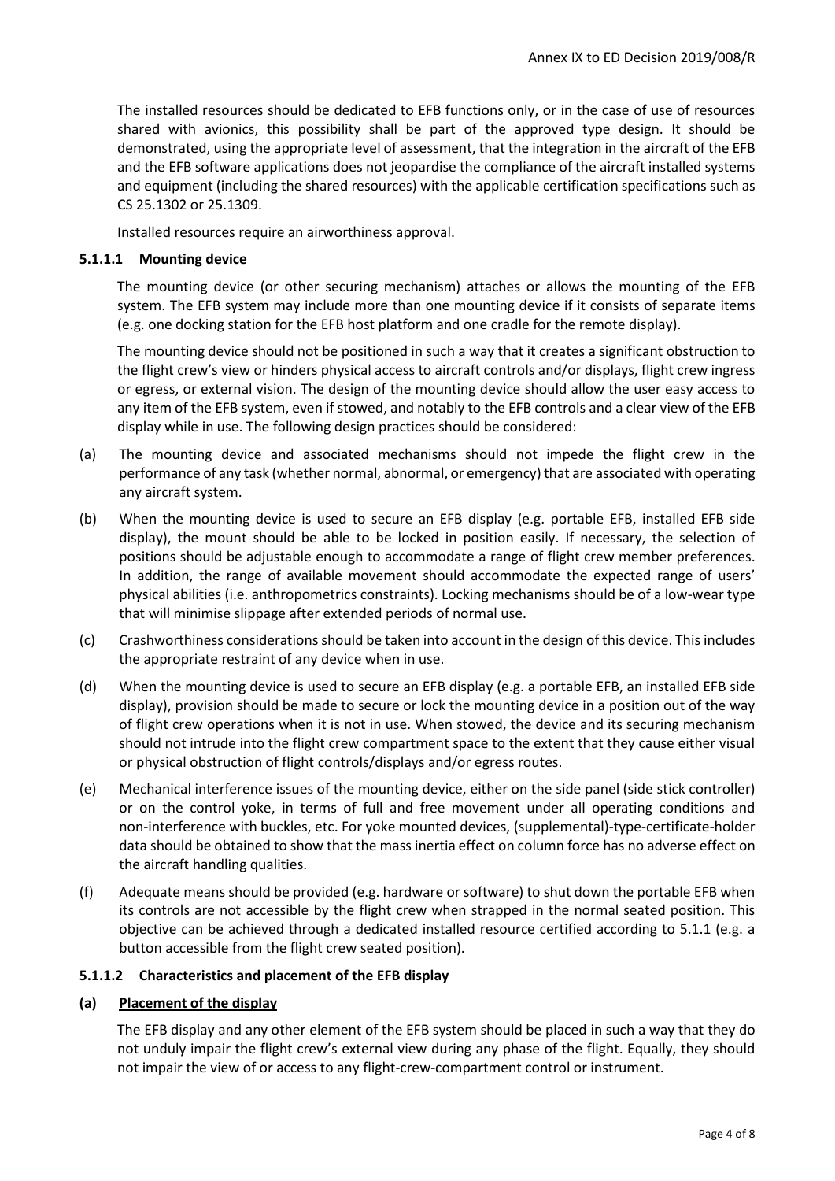The installed resources should be dedicated to EFB functions only, or in the case of use of resources shared with avionics, this possibility shall be part of the approved type design. It should be demonstrated, using the appropriate level of assessment, that the integration in the aircraft of the EFB and the EFB software applications does not jeopardise the compliance of the aircraft installed systems and equipment (including the shared resources) with the applicable certification specifications such as CS 25.1302 or 25.1309.

Installed resources require an airworthiness approval.

#### 5.1.1.1 Mounting device

The mounting device (or other securing mechanism) attaches or allows the mounting of the EFB system. The EFB system may include more than one mounting device if it consists of separate items (e.g. one docking station for the EFB host platform and one cradle for the remote display).

The mounting device should not be positioned in such a way that it creates a significant obstruction to the flight crew's view or hinders physical access to aircraft controls and/or displays, flight crew ingress or egress, or external vision. The design of the mounting device should allow the user easy access to any item of the EFB system, even if stowed, and notably to the EFB controls and a clear view of the EFB display while in use. The following design practices should be considered:

(a) The mounting device and associated mechanisms should not impede the flight crew in the performance of any task (whether normal, abnormal, or emergency) that are associated with operating any aircraft system.

(b) When the mounting device is used to secure an EFB display (e.g. portable EFB, installed EFB side display), the mount should be able to be locked in position easily. If necessary, the selection of positions should be adjustable enough to accommodate a range of flight crew member preferences. In addition, the range of available movement should accommodate the expected range of users' physical abilities (i.e. anthropometrics constraints). Locking mechanisms should be of a low-wear type that will minimise slippage after extended periods of normal use.

(c) Crashworthiness considerations should be taken into account in the design of this device. This includes the appropriate restraint of any device when in use.

(d) When the mounting device is used to secure an EFB display (e.g. a portable EFB, an installed EFB side display), provision should be made to secure or lock the mounting device in a position out of the way of flight crew operations when it is not in use. When stowed, the device and its securing mechanism should not intrude into the flight crew compartment space to the extent that they cause either visual or physical obstruction of flight controls/displays and/or egress routes.

(e) Mechanical interference issues of the mounting device, either on the side panel (side stick controller) or on the control yoke, in terms of full and free movement under all operating conditions and non-interference with buckles, etc. For yoke mounted devices, (supplemental)-type-certificate-holder data should be obtained to show that the mass inertia effect on column force has no adverse effect on the aircraft handling qualities.

(f) Adequate means should be provided (e.g. hardware or software) to shut down the portable EFB when its controls are not accessible by the flight crew when strapped in the normal seated position. This objective can be achieved through a dedicated installed resource certified according to 5.1.1 (e.g. a button accessible from the flight crew seated position).

#### 5.1.1.2 Characteristics and placement of the EFB display

**(a) Placement of the display**

The EFB display and any other element of the EFB system should be placed in such a way that they do not unduly impair the flight crew's external view during any phase of the flight. Equally, they should not impair the view of or access to any flight-crew-compartment control or instrument.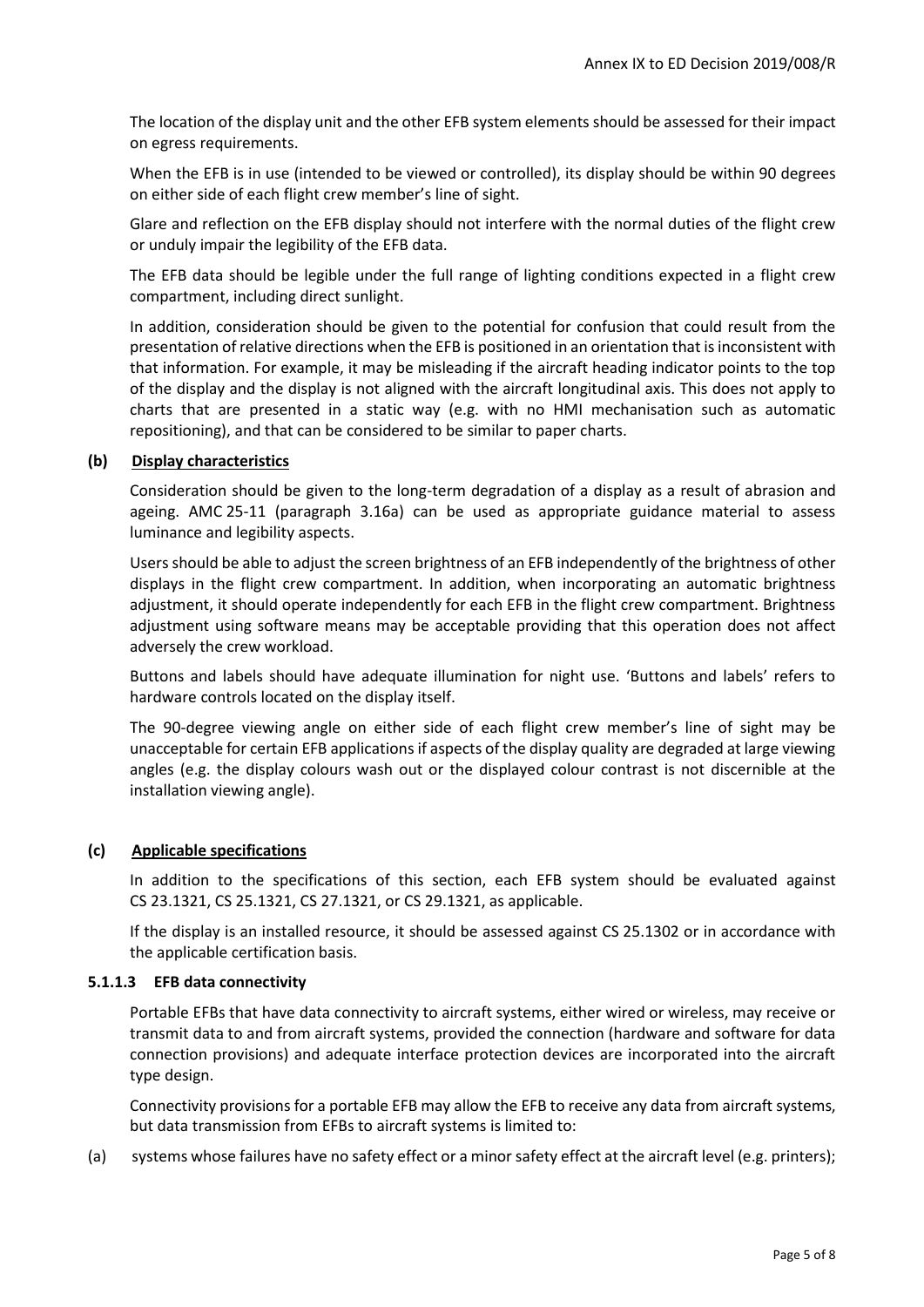The location of the display unit and the other EFB system elements should be assessed for their impact on egress requirements.

When the EFB is in use (intended to be viewed or controlled), its display should be within 90 degrees on either side of each flight crew member's line of sight.

Glare and reflection on the EFB display should not interfere with the normal duties of the flight crew or unduly impair the legibility of the EFB data.

The EFB data should be legible under the full range of lighting conditions expected in a flight crew compartment, including direct sunlight.

In addition, consideration should be given to the potential for confusion that could result from the presentation of relative directions when the EFB is positioned in an orientation that is inconsistent with that information. For example, it may be misleading if the aircraft heading indicator points to the top of the display and the display is not aligned with the aircraft longitudinal axis. This does not apply to charts that are presented in a static way (e.g. with no HMI mechanisation such as automatic repositioning), and that can be considered to be similar to paper charts.

**(b) <u>Display characteristics</u>**

Consideration should be given to the long-term degradation of a display as a result of abrasion and ageing. AMC 25-11 (paragraph 3.16a) can be used as appropriate guidance material to assess luminance and legibility aspects.

Users should be able to adjust the screen brightness of an EFB independently of the brightness of other displays in the flight crew compartment. In addition, when incorporating an automatic brightness adjustment, it should operate independently for each EFB in the flight crew compartment. Brightness adjustment using software means may be acceptable providing that this operation does not affect adversely the crew workload.

Buttons and labels should have adequate illumination for night use. 'Buttons and labels' refers to hardware controls located on the display itself.

The 90-degree viewing angle on either side of each flight crew member's line of sight may be unacceptable for certain EFB applications if aspects of the display quality are degraded at large viewing angles (e.g. the display colours wash out or the displayed colour contrast is not discernible at the installation viewing angle).

**(c) <u>Applicable specifications</u>**

In addition to the specifications of this section, each EFB system should be evaluated against CS 23.1321, CS 25.1321, CS 27.1321, or CS 29.1321, as applicable.

If the display is an installed resource, it should be assessed against CS 25.1302 or in accordance with the applicable certification basis.

#### 5.1.1.3 EFB data connectivity

Portable EFBs that have data connectivity to aircraft systems, either wired or wireless, may receive or transmit data to and from aircraft systems, provided the connection (hardware and software for data connection provisions) and adequate interface protection devices are incorporated into the aircraft type design.

Connectivity provisions for a portable EFB may allow the EFB to receive any data from aircraft systems, but data transmission from EFBs to aircraft systems is limited to:

(a) systems whose failures have no safety effect or a minor safety effect at the aircraft level (e.g. printers);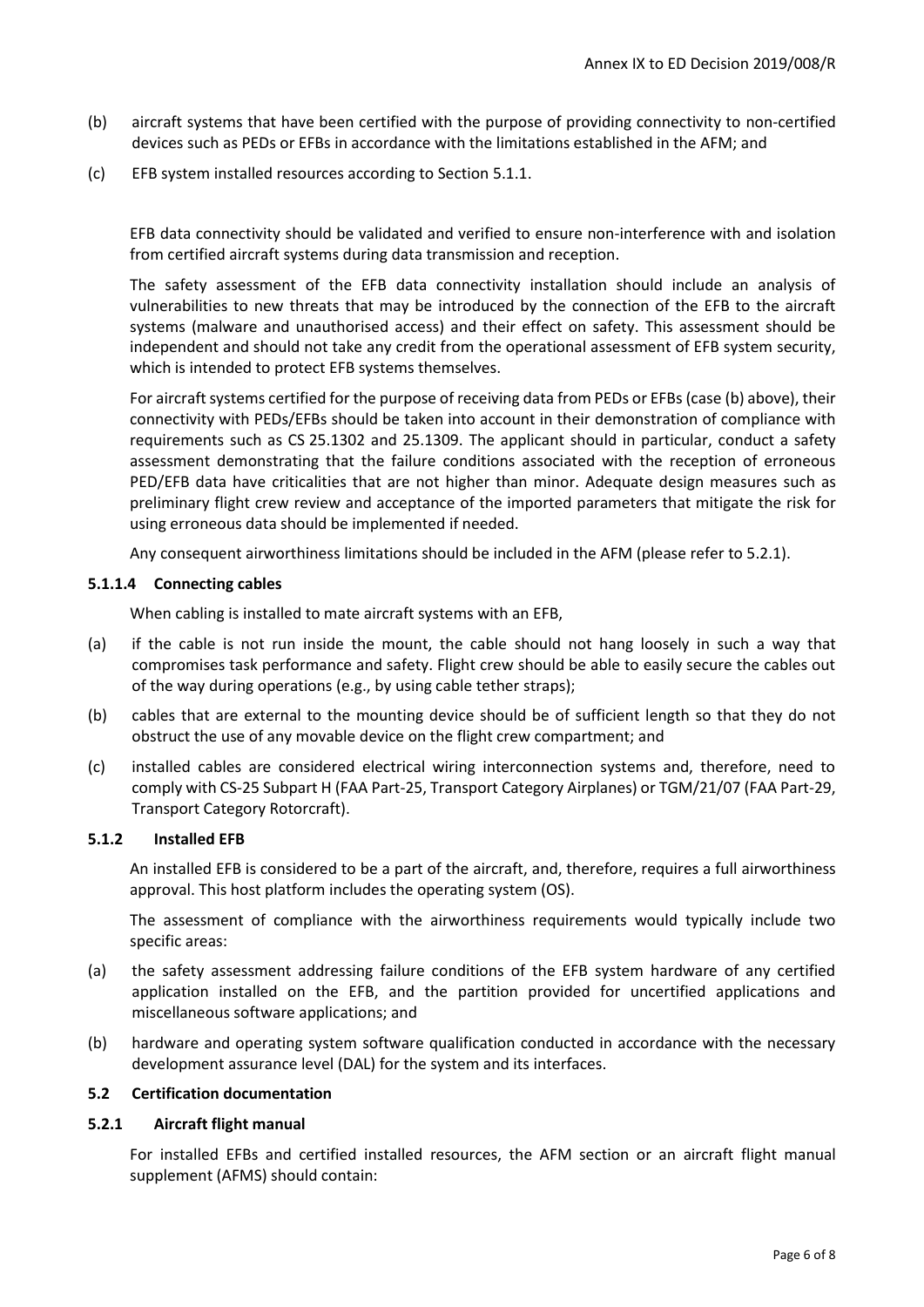(b) aircraft systems that have been certified with the purpose of providing connectivity to non-certified devices such as PEDs or EFBs in accordance with the limitations established in the AFM; and

(c) EFB system installed resources according to Section 5.1.1.

EFB data connectivity should be validated and verified to ensure non-interference with and isolation from certified aircraft systems during data transmission and reception.

The safety assessment of the EFB data connectivity installation should include an analysis of vulnerabilities to new threats that may be introduced by the connection of the EFB to the aircraft systems (malware and unauthorised access) and their effect on safety. This assessment should be independent and should not take any credit from the operational assessment of EFB system security, which is intended to protect EFB systems themselves.

For aircraft systems certified for the purpose of receiving data from PEDs or EFBs (case (b) above), their connectivity with PEDs/EFBs should be taken into account in their demonstration of compliance with requirements such as CS 25.1302 and 25.1309. The applicant should in particular, conduct a safety assessment demonstrating that the failure conditions associated with the reception of erroneous PED/EFB data have criticalities that are not higher than minor. Adequate design measures such as preliminary flight crew review and acceptance of the imported parameters that mitigate the risk for using erroneous data should be implemented if needed.

Any consequent airworthiness limitations should be included in the AFM (please refer to 5.2.1).

#### 5.1.1.4 Connecting cables

When cabling is installed to mate aircraft systems with an EFB,

(a) if the cable is not run inside the mount, the cable should not hang loosely in such a way that compromises task performance and safety. Flight crew should be able to easily secure the cables out of the way during operations (e.g., by using cable tether straps);

(b) cables that are external to the mounting device should be of sufficient length so that they do not obstruct the use of any movable device on the flight crew compartment; and

(c) installed cables are considered electrical wiring interconnection systems and, therefore, need to comply with CS-25 Subpart H (FAA Part-25, Transport Category Airplanes) or TGM/21/07 (FAA Part-29, Transport Category Rotorcraft).

### 5.1.2 Installed EFB

An installed EFB is considered to be a part of the aircraft, and, therefore, requires a full airworthiness approval. This host platform includes the operating system (OS).

The assessment of compliance with the airworthiness requirements would typically include two specific areas:

(a) the safety assessment addressing failure conditions of the EFB system hardware of any certified application installed on the EFB, and the partition provided for uncertified applications and miscellaneous software applications; and

(b) hardware and operating system software qualification conducted in accordance with the necessary development assurance level (DAL) for the system and its interfaces.

## 5.2 Certification documentation

### 5.2.1 Aircraft flight manual

For installed EFBs and certified installed resources, the AFM section or an aircraft flight manual supplement (AFMS) should contain: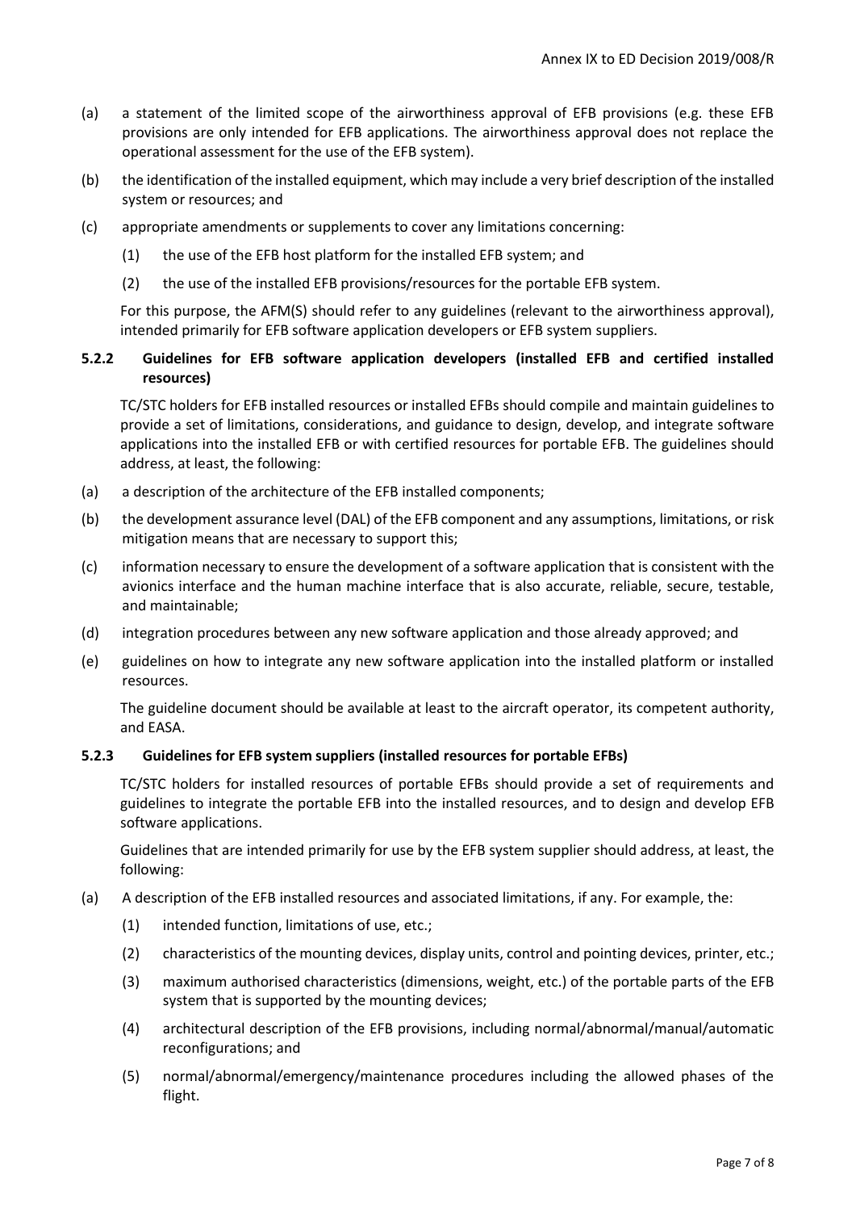(a) a statement of the limited scope of the airworthiness approval of EFB provisions (e.g. these EFB provisions are only intended for EFB applications. The airworthiness approval does not replace the operational assessment for the use of the EFB system).

(b) the identification of the installed equipment, which may include a very brief description of the installed system or resources; and

(c) appropriate amendments or supplements to cover any limitations concerning:

   (1) the use of the EFB host platform for the installed EFB system; and

   (2) the use of the installed EFB provisions/resources for the portable EFB system.

   For this purpose, the AFM(S) should refer to any guidelines (relevant to the airworthiness approval), intended primarily for EFB software application developers or EFB system suppliers.

### 5.2.2 Guidelines for EFB software application developers (installed EFB and certified installed resources)

TC/STC holders for EFB installed resources or installed EFBs should compile and maintain guidelines to provide a set of limitations, considerations, and guidance to design, develop, and integrate software applications into the installed EFB or with certified resources for portable EFB. The guidelines should address, at least, the following:

(a) a description of the architecture of the EFB installed components;

(b) the development assurance level (DAL) of the EFB component and any assumptions, limitations, or risk mitigation means that are necessary to support this;

(c) information necessary to ensure the development of a software application that is consistent with the avionics interface and the human machine interface that is also accurate, reliable, secure, testable, and maintainable;

(d) integration procedures between any new software application and those already approved; and

(e) guidelines on how to integrate any new software application into the installed platform or installed resources.

   The guideline document should be available at least to the aircraft operator, its competent authority, and EASA.

### 5.2.3 Guidelines for EFB system suppliers (installed resources for portable EFBs)

TC/STC holders for installed resources of portable EFBs should provide a set of requirements and guidelines to integrate the portable EFB into the installed resources, and to design and develop EFB software applications.

Guidelines that are intended primarily for use by the EFB system supplier should address, at least, the following:

(a) A description of the EFB installed resources and associated limitations, if any. For example, the:

   (1) intended function, limitations of use, etc.;

   (2) characteristics of the mounting devices, display units, control and pointing devices, printer, etc.;

   (3) maximum authorised characteristics (dimensions, weight, etc.) of the portable parts of the EFB system that is supported by the mounting devices;

   (4) architectural description of the EFB provisions, including normal/abnormal/manual/automatic reconfigurations; and

   (5) normal/abnormal/emergency/maintenance procedures including the allowed phases of the flight.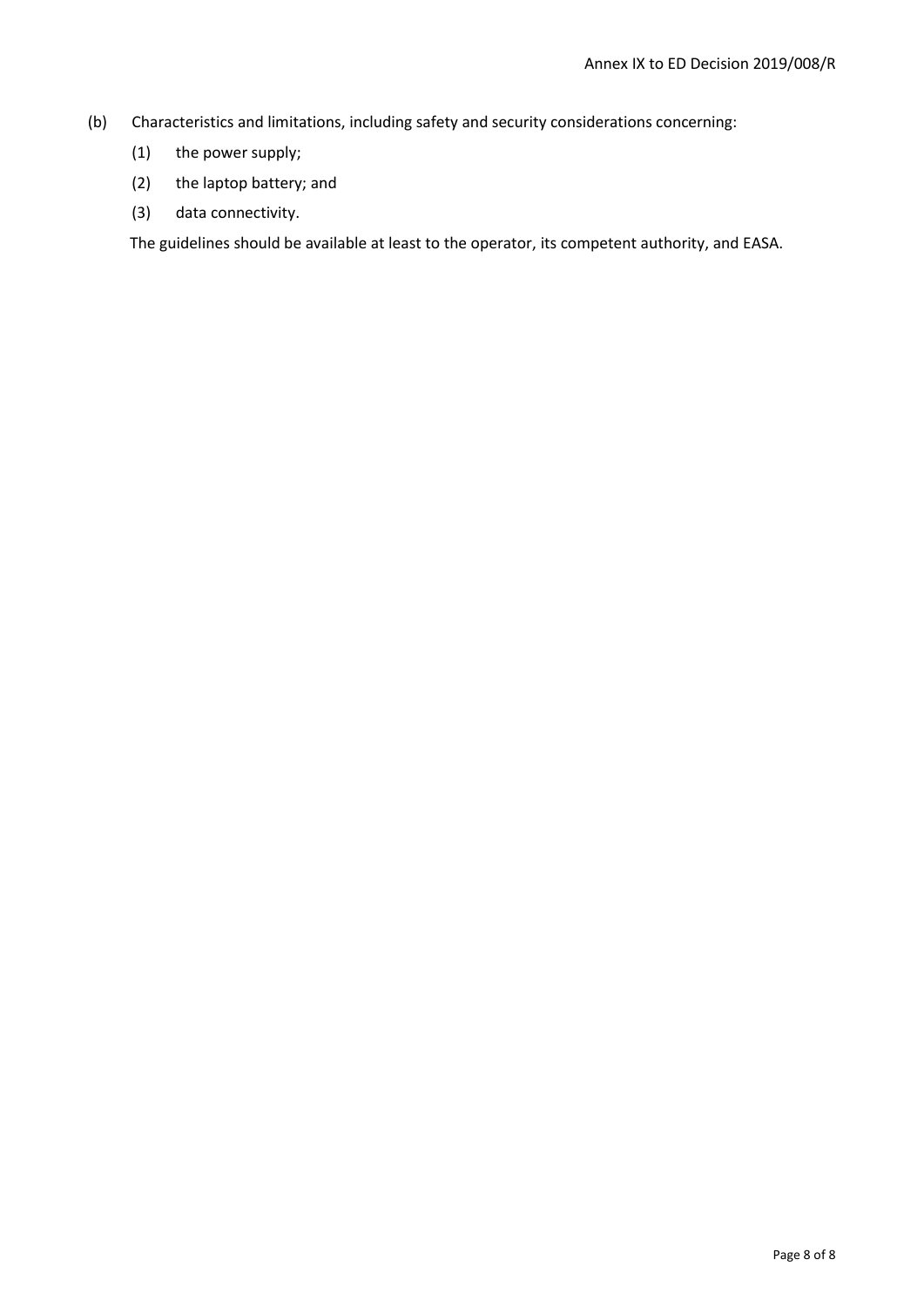(b) Characteristics and limitations, including safety and security considerations concerning:

  (1) the power supply;

  (2) the laptop battery; and

  (3) data connectivity.

The guidelines should be available at least to the operator, its competent authority, and EASA.